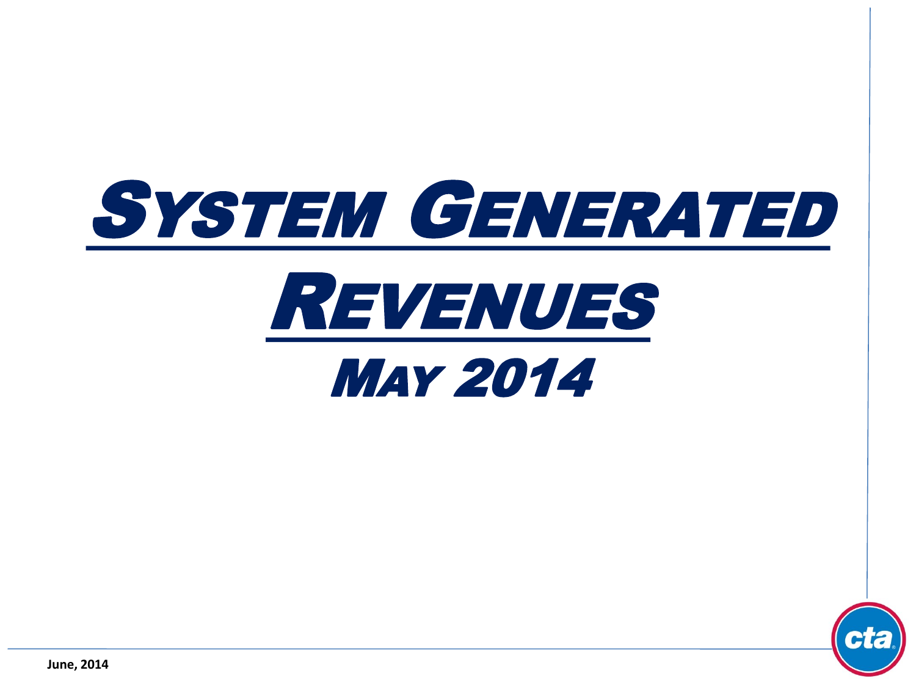# System Generated Revenues

## May 2014

June, 2014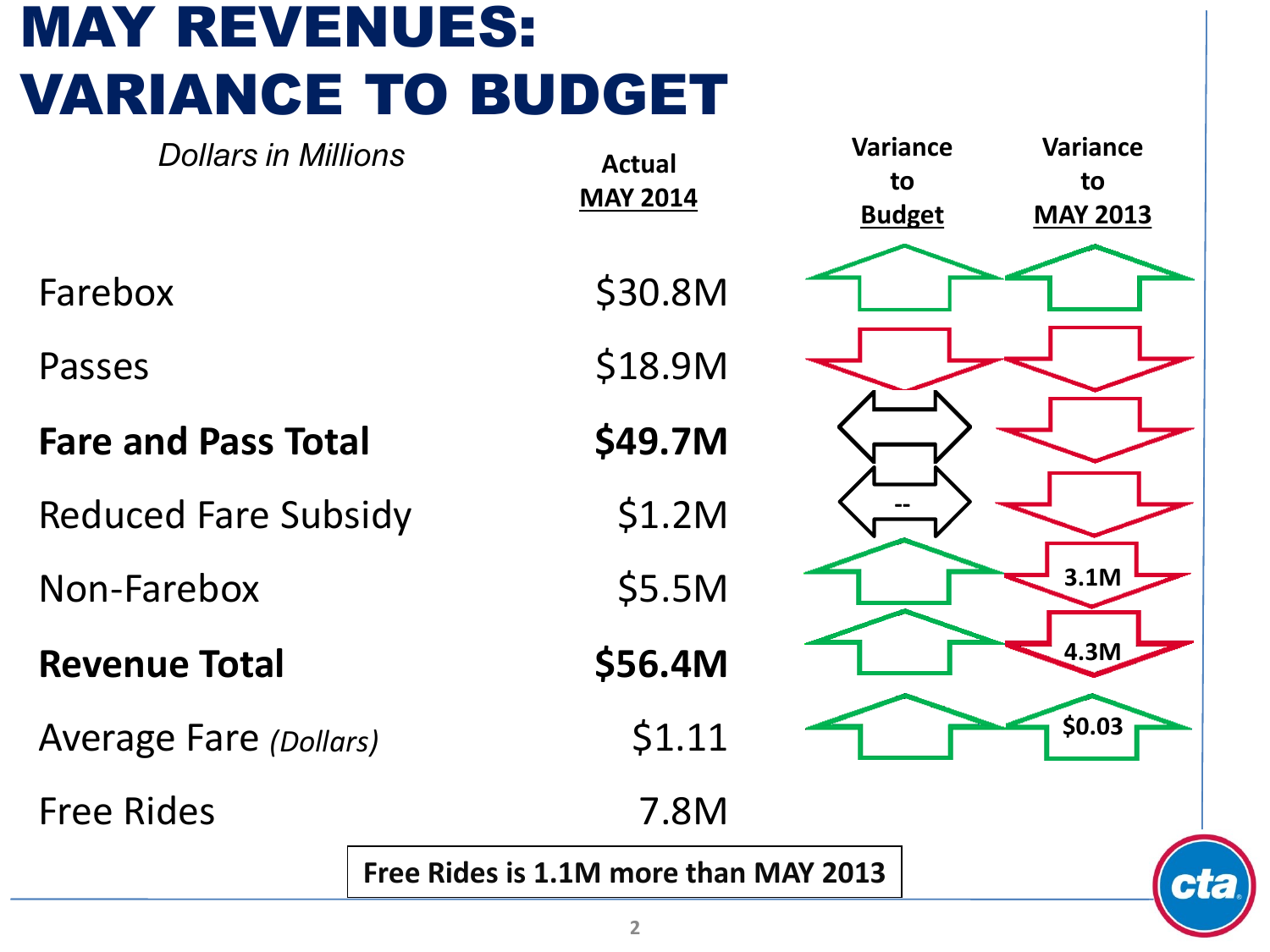# MAY REVENUES: VARIANCE TO BUDGET

*Dollars in Millions*

| | Actual MAY 2014 | Variance to Budget | Variance to MAY 2013 |
|---|---|---|---|
| Farebox | $30.8M | ↑ | ↑ |
| Passes | $18.9M | ↓ | ↓ |
| **Fare and Pass Total** | **$49.7M** | ↔ | ↓ |
| Reduced Fare Subsidy | $1.2M | ↔ -- | ↓ |
| Non-Farebox | $5.5M | ↑ | ↓ 3.1M |
| **Revenue Total** | **$56.4M** | ↑ | ↓ 4.3M |
| Average Fare *(Dollars)* | $1.11 | ↑ | ↑ $0.03 |
| Free Rides | 7.8M | | |

**Free Rides is 1.1M more than MAY 2013**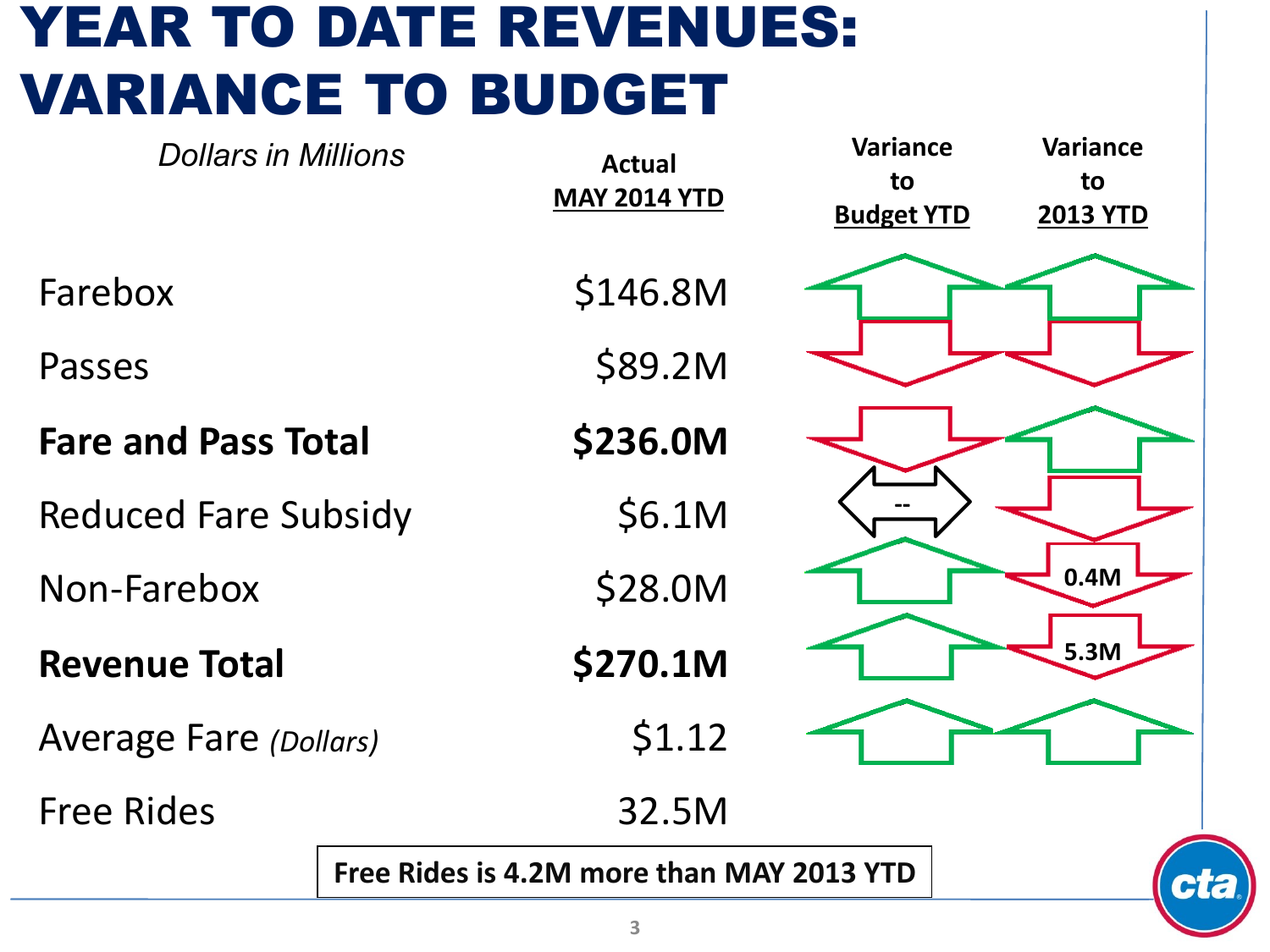# YEAR TO DATE REVENUES: VARIANCE TO BUDGET

*Dollars in Millions*

| | Actual MAY 2014 YTD | Variance to Budget YTD | Variance to 2013 YTD |
|---|---|---|---|
| Farebox | $146.8M | ↑ | ↑ |
| Passes | $89.2M | ↓ | ↓ |
| **Fare and Pass Total** | **$236.0M** | ↓ | ↑ |
| Reduced Fare Subsidy | $6.1M | ↔ -- | ↓ |
| Non-Farebox | $28.0M | ↑ | ↓ 0.4M |
| **Revenue Total** | **$270.1M** | ↑ | ↓ 5.3M |
| Average Fare *(Dollars)* | $1.12 | ↑ | ↑ |
| Free Rides | 32.5M | | |

**Free Rides is 4.2M more than MAY 2013 YTD**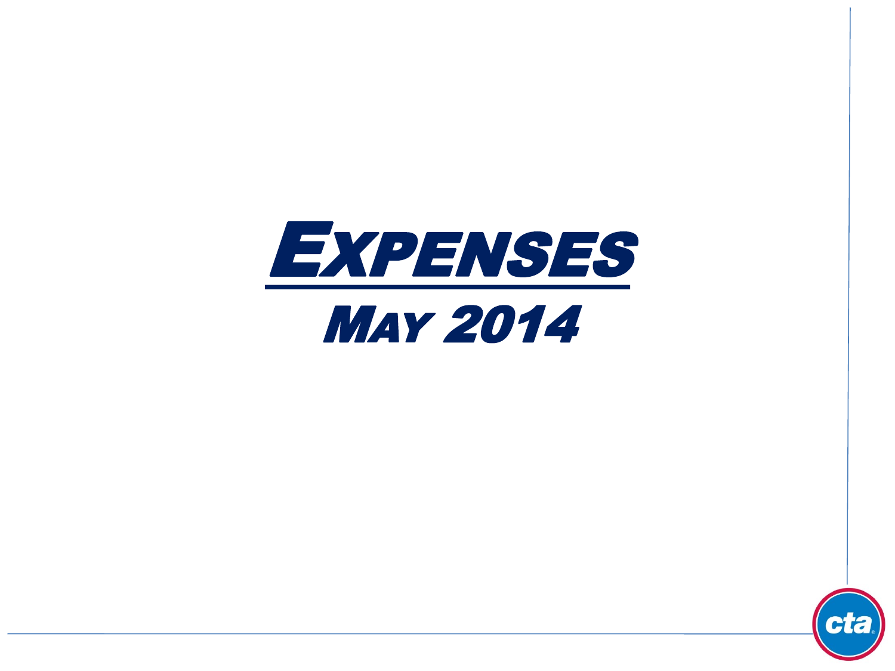# EXPENSES

## MAY 2014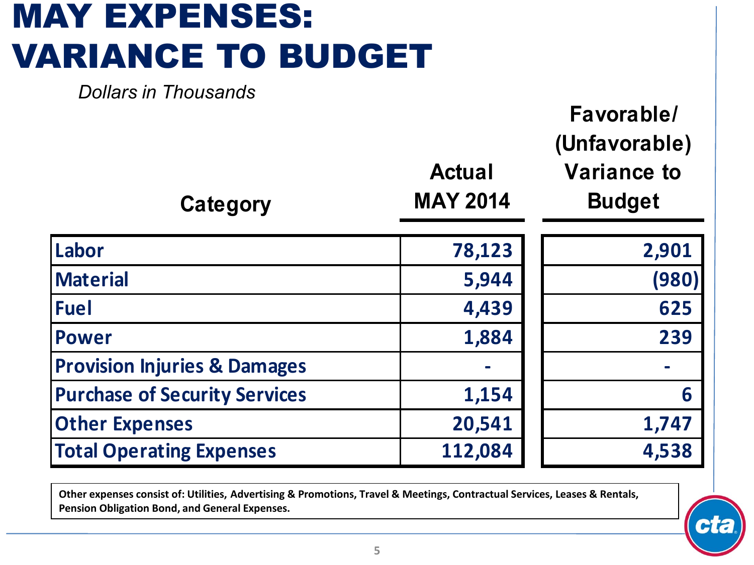# MAY EXPENSES: VARIANCE TO BUDGET

*Dollars in Thousands*

| Category | Actual MAY 2014 | Favorable/ (Unfavorable) Variance to Budget |
|---|---|---|
| Labor | 78,123 | 2,901 |
| Material | 5,944 | (980) |
| Fuel | 4,439 | 625 |
| Power | 1,884 | 239 |
| Provision Injuries & Damages | - | - |
| Purchase of Security Services | 1,154 | 6 |
| Other Expenses | 20,541 | 1,747 |
| Total Operating Expenses | 112,084 | 4,538 |

**Other expenses consist of: Utilities, Advertising & Promotions, Travel & Meetings, Contractual Services, Leases & Rentals, Pension Obligation Bond, and General Expenses.**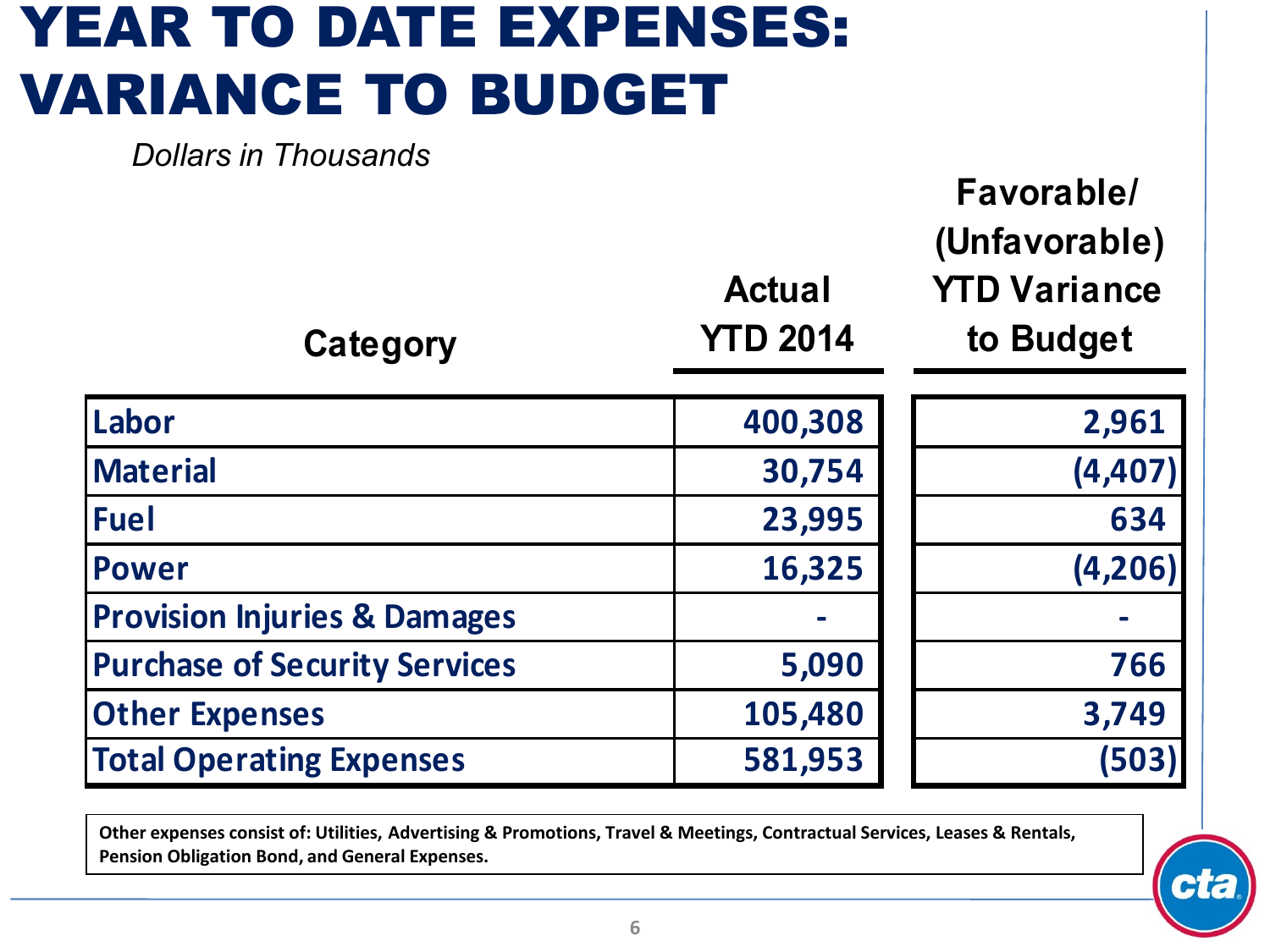# YEAR TO DATE EXPENSES: VARIANCE TO BUDGET

*Dollars in Thousands*

| Category | Actual YTD 2014 | Favorable/ (Unfavorable) YTD Variance to Budget |
|---|---|---|
| Labor | 400,308 | 2,961 |
| Material | 30,754 | (4,407) |
| Fuel | 23,995 | 634 |
| Power | 16,325 | (4,206) |
| Provision Injuries & Damages | - | - |
| Purchase of Security Services | 5,090 | 766 |
| Other Expenses | 105,480 | 3,749 |
| Total Operating Expenses | 581,953 | (503) |

**Other expenses consist of: Utilities, Advertising & Promotions, Travel & Meetings, Contractual Services, Leases & Rentals, Pension Obligation Bond, and General Expenses.**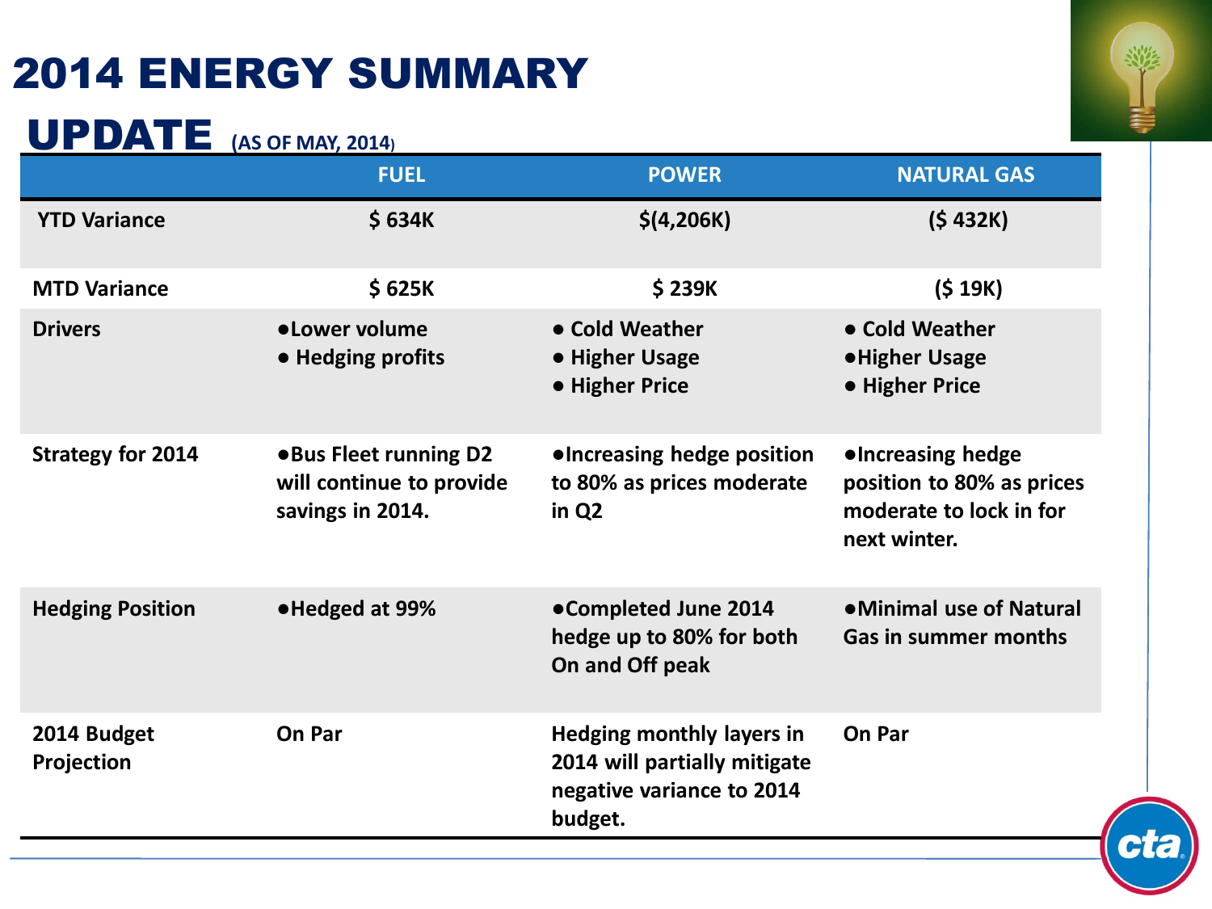# 2014 ENERGY SUMMARY UPDATE (AS OF MAY, 2014)

| | FUEL | POWER | NATURAL GAS |
|---|---|---|---|
| YTD Variance | $ 634K | $(4,206K) | ($ 432K) |
| MTD Variance | $ 625K | $ 239K | ($ 19K) |
| Drivers | ● Lower volume<br>● Hedging profits | ● Cold Weather<br>● Higher Usage<br>● Higher Price | ● Cold Weather<br>● Higher Usage<br>● Higher Price |
| Strategy for 2014 | ● Bus Fleet running D2 will continue to provide savings in 2014. | ● Increasing hedge position to 80% as prices moderate in Q2 | ● Increasing hedge position to 80% as prices moderate to lock in for next winter. |
| Hedging Position | ● Hedged at 99% | ● Completed June 2014 hedge up to 80% for both On and Off peak | ● Minimal use of Natural Gas in summer months |
| 2014 Budget Projection | On Par | Hedging monthly layers in 2014 will partially mitigate negative variance to 2014 budget. | On Par |